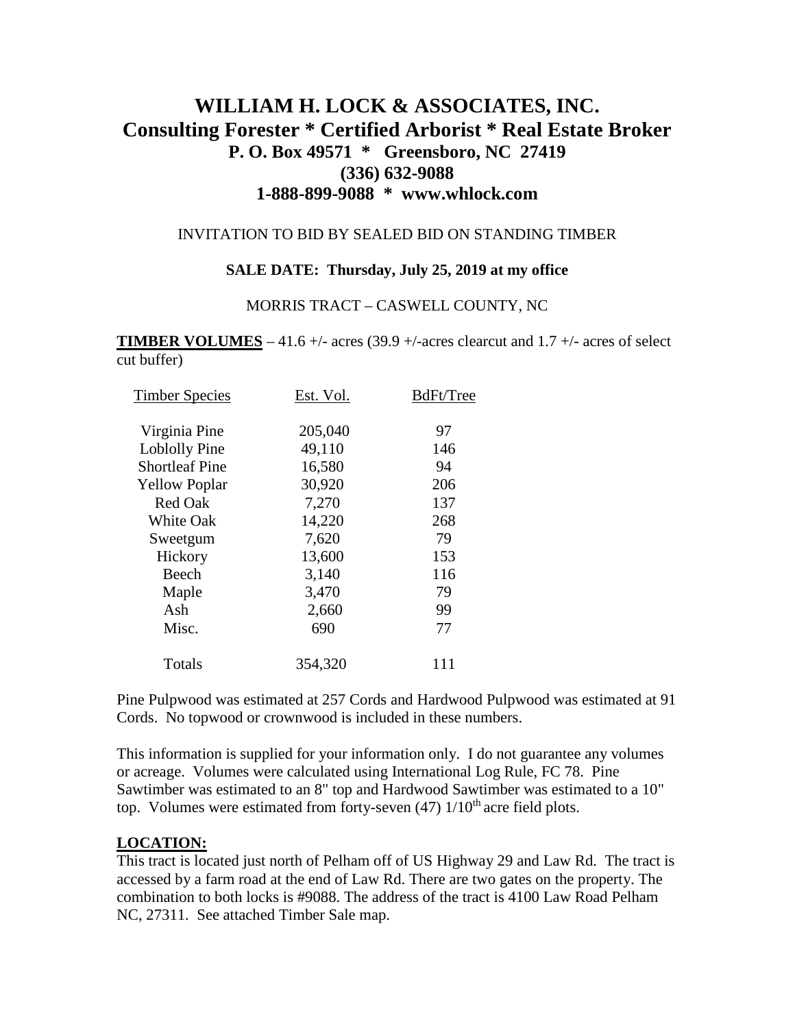# WILLIAM H. LOCK & ASSOCIATES, INC.
## Consulting Forester * Certified Arborist * Real Estate Broker
### P. O. Box 49571 * Greensboro, NC 27419
### (336) 632-9088
### 1-888-899-9088 * www.whlock.com

INVITATION TO BID BY SEALED BID ON STANDING TIMBER

**SALE DATE: Thursday, July 25, 2019 at my office**

MORRIS TRACT – CASWELL COUNTY, NC

**TIMBER VOLUMES** – 41.6 +/- acres (39.9 +/-acres clearcut and 1.7 +/- acres of select cut buffer)

| Timber Species | Est. Vol. | BdFt/Tree |
|---|---|---|
| Virginia Pine | 205,040 | 97 |
| Loblolly Pine | 49,110 | 146 |
| Shortleaf Pine | 16,580 | 94 |
| Yellow Poplar | 30,920 | 206 |
| Red Oak | 7,270 | 137 |
| White Oak | 14,220 | 268 |
| Sweetgum | 7,620 | 79 |
| Hickory | 13,600 | 153 |
| Beech | 3,140 | 116 |
| Maple | 3,470 | 79 |
| Ash | 2,660 | 99 |
| Misc. | 690 | 77 |
| Totals | 354,320 | 111 |

Pine Pulpwood was estimated at 257 Cords and Hardwood Pulpwood was estimated at 91 Cords. No topwood or crownwood is included in these numbers.

This information is supplied for your information only. I do not guarantee any volumes or acreage. Volumes were calculated using International Log Rule, FC 78. Pine Sawtimber was estimated to an 8" top and Hardwood Sawtimber was estimated to a 10" top. Volumes were estimated from forty-seven (47) 1/10th acre field plots.

**LOCATION:**

This tract is located just north of Pelham off of US Highway 29 and Law Rd. The tract is accessed by a farm road at the end of Law Rd. There are two gates on the property. The combination to both locks is #9088. The address of the tract is 4100 Law Road Pelham NC, 27311. See attached Timber Sale map.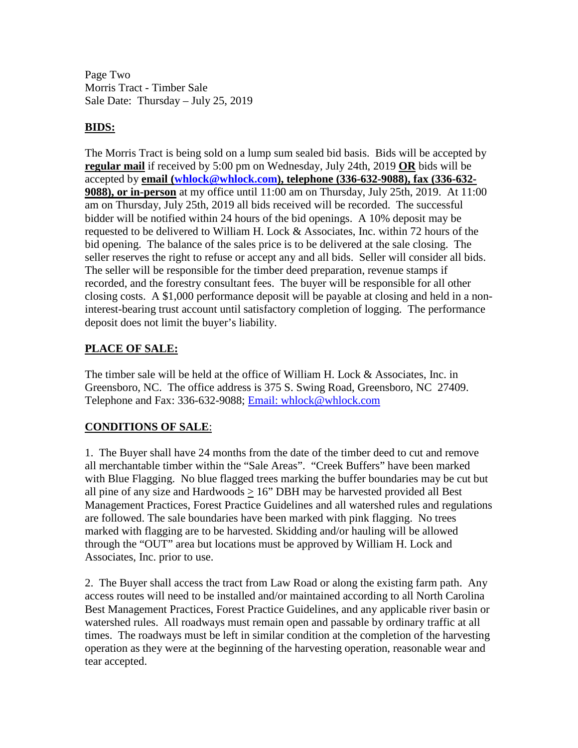Page Two
Morris Tract - Timber Sale
Sale Date: Thursday – July 25, 2019

## BIDS:

The Morris Tract is being sold on a lump sum sealed bid basis. Bids will be accepted by **regular mail** if received by 5:00 pm on Wednesday, July 24th, 2019 **OR** bids will be accepted by **email (whlock@whlock.com), telephone (336-632-9088), fax (336-632-9088), or in-person** at my office until 11:00 am on Thursday, July 25th, 2019. At 11:00 am on Thursday, July 25th, 2019 all bids received will be recorded. The successful bidder will be notified within 24 hours of the bid openings. A 10% deposit may be requested to be delivered to William H. Lock & Associates, Inc. within 72 hours of the bid opening. The balance of the sales price is to be delivered at the sale closing. The seller reserves the right to refuse or accept any and all bids. Seller will consider all bids. The seller will be responsible for the timber deed preparation, revenue stamps if recorded, and the forestry consultant fees. The buyer will be responsible for all other closing costs. A $1,000 performance deposit will be payable at closing and held in a non-interest-bearing trust account until satisfactory completion of logging. The performance deposit does not limit the buyer's liability.

## PLACE OF SALE:

The timber sale will be held at the office of William H. Lock & Associates, Inc. in Greensboro, NC. The office address is 375 S. Swing Road, Greensboro, NC 27409. Telephone and Fax: 336-632-9088; Email: whlock@whlock.com

## CONDITIONS OF SALE:

1. The Buyer shall have 24 months from the date of the timber deed to cut and remove all merchantable timber within the "Sale Areas". "Creek Buffers" have been marked with Blue Flagging. No blue flagged trees marking the buffer boundaries may be cut but all pine of any size and Hardwoods $\geq$ 16" DBH may be harvested provided all Best Management Practices, Forest Practice Guidelines and all watershed rules and regulations are followed. The sale boundaries have been marked with pink flagging. No trees marked with flagging are to be harvested. Skidding and/or hauling will be allowed through the "OUT" area but locations must be approved by William H. Lock and Associates, Inc. prior to use.

2. The Buyer shall access the tract from Law Road or along the existing farm path. Any access routes will need to be installed and/or maintained according to all North Carolina Best Management Practices, Forest Practice Guidelines, and any applicable river basin or watershed rules. All roadways must remain open and passable by ordinary traffic at all times. The roadways must be left in similar condition at the completion of the harvesting operation as they were at the beginning of the harvesting operation, reasonable wear and tear accepted.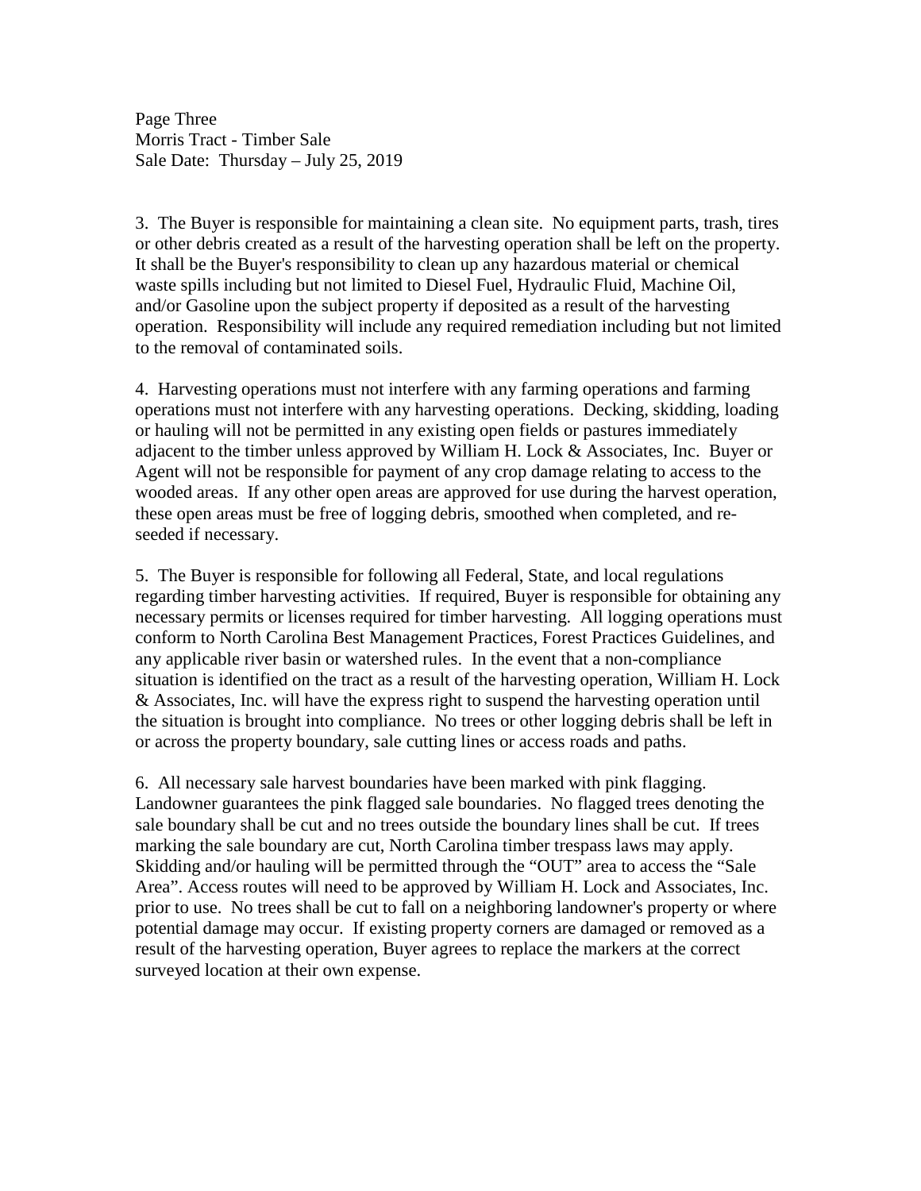3. The Buyer is responsible for maintaining a clean site. No equipment parts, trash, tires or other debris created as a result of the harvesting operation shall be left on the property. It shall be the Buyer's responsibility to clean up any hazardous material or chemical waste spills including but not limited to Diesel Fuel, Hydraulic Fluid, Machine Oil, and/or Gasoline upon the subject property if deposited as a result of the harvesting operation. Responsibility will include any required remediation including but not limited to the removal of contaminated soils.

4. Harvesting operations must not interfere with any farming operations and farming operations must not interfere with any harvesting operations. Decking, skidding, loading or hauling will not be permitted in any existing open fields or pastures immediately adjacent to the timber unless approved by William H. Lock & Associates, Inc. Buyer or Agent will not be responsible for payment of any crop damage relating to access to the wooded areas. If any other open areas are approved for use during the harvest operation, these open areas must be free of logging debris, smoothed when completed, and re-seeded if necessary.

5. The Buyer is responsible for following all Federal, State, and local regulations regarding timber harvesting activities. If required, Buyer is responsible for obtaining any necessary permits or licenses required for timber harvesting. All logging operations must conform to North Carolina Best Management Practices, Forest Practices Guidelines, and any applicable river basin or watershed rules. In the event that a non-compliance situation is identified on the tract as a result of the harvesting operation, William H. Lock & Associates, Inc. will have the express right to suspend the harvesting operation until the situation is brought into compliance. No trees or other logging debris shall be left in or across the property boundary, sale cutting lines or access roads and paths.

6. All necessary sale harvest boundaries have been marked with pink flagging. Landowner guarantees the pink flagged sale boundaries. No flagged trees denoting the sale boundary shall be cut and no trees outside the boundary lines shall be cut. If trees marking the sale boundary are cut, North Carolina timber trespass laws may apply. Skidding and/or hauling will be permitted through the "OUT" area to access the "Sale Area". Access routes will need to be approved by William H. Lock and Associates, Inc. prior to use. No trees shall be cut to fall on a neighboring landowner's property or where potential damage may occur. If existing property corners are damaged or removed as a result of the harvesting operation, Buyer agrees to replace the markers at the correct surveyed location at their own expense.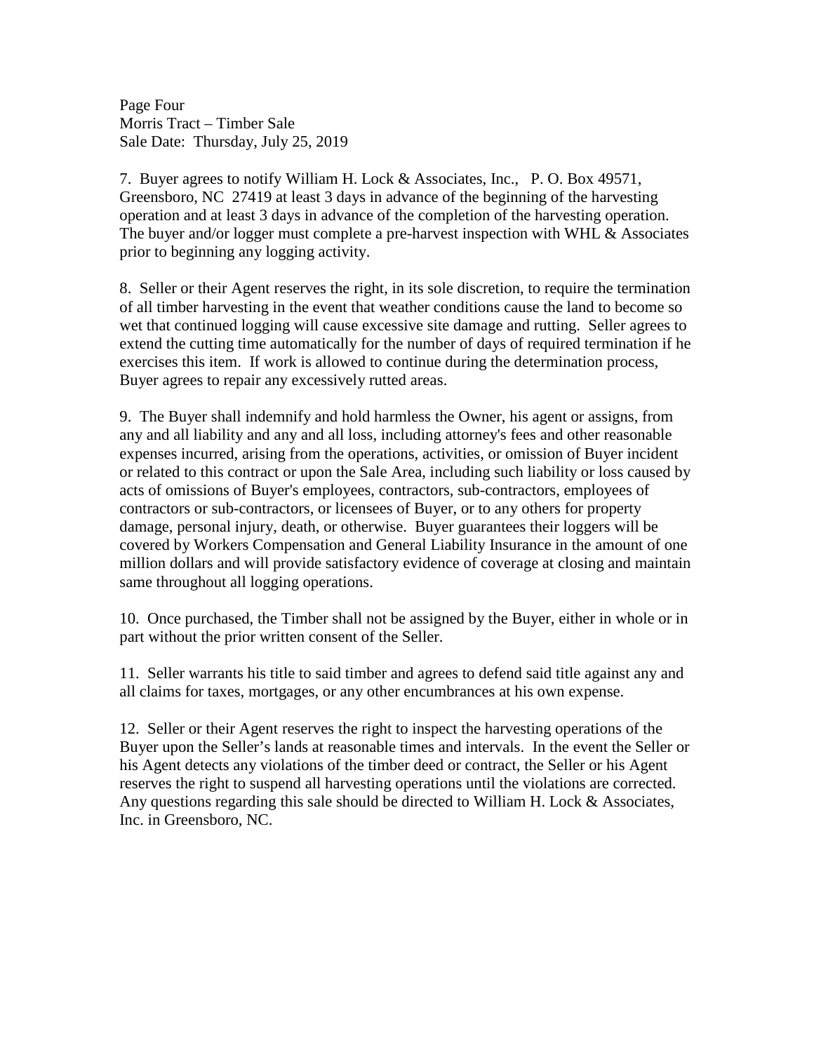7. Buyer agrees to notify William H. Lock & Associates, Inc., P. O. Box 49571, Greensboro, NC 27419 at least 3 days in advance of the beginning of the harvesting operation and at least 3 days in advance of the completion of the harvesting operation. The buyer and/or logger must complete a pre-harvest inspection with WHL & Associates prior to beginning any logging activity.

8. Seller or their Agent reserves the right, in its sole discretion, to require the termination of all timber harvesting in the event that weather conditions cause the land to become so wet that continued logging will cause excessive site damage and rutting. Seller agrees to extend the cutting time automatically for the number of days of required termination if he exercises this item. If work is allowed to continue during the determination process, Buyer agrees to repair any excessively rutted areas.

9. The Buyer shall indemnify and hold harmless the Owner, his agent or assigns, from any and all liability and any and all loss, including attorney's fees and other reasonable expenses incurred, arising from the operations, activities, or omission of Buyer incident or related to this contract or upon the Sale Area, including such liability or loss caused by acts of omissions of Buyer's employees, contractors, sub-contractors, employees of contractors or sub-contractors, or licensees of Buyer, or to any others for property damage, personal injury, death, or otherwise. Buyer guarantees their loggers will be covered by Workers Compensation and General Liability Insurance in the amount of one million dollars and will provide satisfactory evidence of coverage at closing and maintain same throughout all logging operations.

10. Once purchased, the Timber shall not be assigned by the Buyer, either in whole or in part without the prior written consent of the Seller.

11. Seller warrants his title to said timber and agrees to defend said title against any and all claims for taxes, mortgages, or any other encumbrances at his own expense.

12. Seller or their Agent reserves the right to inspect the harvesting operations of the Buyer upon the Seller's lands at reasonable times and intervals. In the event the Seller or his Agent detects any violations of the timber deed or contract, the Seller or his Agent reserves the right to suspend all harvesting operations until the violations are corrected. Any questions regarding this sale should be directed to William H. Lock & Associates, Inc. in Greensboro, NC.